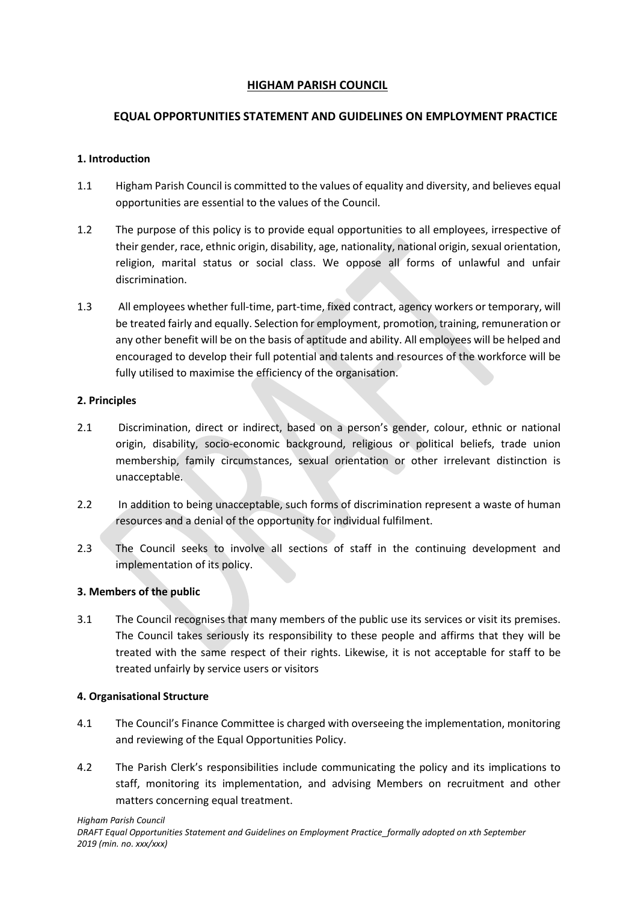# HIGHAM PARISH COUNCIL

## EQUAL OPPORTUNITIES STATEMENT AND GUIDELINES ON EMPLOYMENT PRACTICE

### 1. Introduction

1.1 Higham Parish Council is committed to the values of equality and diversity, and believes equal opportunities are essential to the values of the Council.

1.2 The purpose of this policy is to provide equal opportunities to all employees, irrespective of their gender, race, ethnic origin, disability, age, nationality, national origin, sexual orientation, religion, marital status or social class. We oppose all forms of unlawful and unfair discrimination.

1.3 All employees whether full-time, part-time, fixed contract, agency workers or temporary, will be treated fairly and equally. Selection for employment, promotion, training, remuneration or any other benefit will be on the basis of aptitude and ability. All employees will be helped and encouraged to develop their full potential and talents and resources of the workforce will be fully utilised to maximise the efficiency of the organisation.

### 2. Principles

2.1 Discrimination, direct or indirect, based on a person's gender, colour, ethnic or national origin, disability, socio-economic background, religious or political beliefs, trade union membership, family circumstances, sexual orientation or other irrelevant distinction is unacceptable.

2.2 In addition to being unacceptable, such forms of discrimination represent a waste of human resources and a denial of the opportunity for individual fulfilment.

2.3 The Council seeks to involve all sections of staff in the continuing development and implementation of its policy.

### 3. Members of the public

3.1 The Council recognises that many members of the public use its services or visit its premises. The Council takes seriously its responsibility to these people and affirms that they will be treated with the same respect of their rights. Likewise, it is not acceptable for staff to be treated unfairly by service users or visitors

### 4. Organisational Structure

4.1 The Council's Finance Committee is charged with overseeing the implementation, monitoring and reviewing of the Equal Opportunities Policy.

4.2 The Parish Clerk's responsibilities include communicating the policy and its implications to staff, monitoring its implementation, and advising Members on recruitment and other matters concerning equal treatment.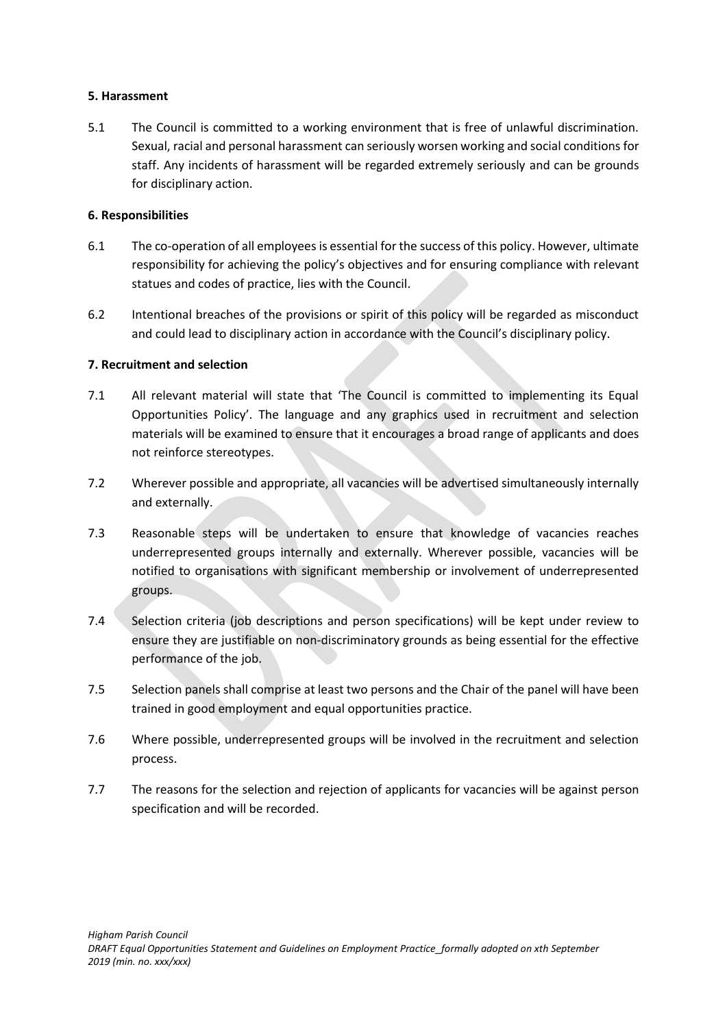**5. Harassment**

5.1 The Council is committed to a working environment that is free of unlawful discrimination. Sexual, racial and personal harassment can seriously worsen working and social conditions for staff. Any incidents of harassment will be regarded extremely seriously and can be grounds for disciplinary action.

**6. Responsibilities**

6.1 The co-operation of all employees is essential for the success of this policy. However, ultimate responsibility for achieving the policy's objectives and for ensuring compliance with relevant statues and codes of practice, lies with the Council.

6.2 Intentional breaches of the provisions or spirit of this policy will be regarded as misconduct and could lead to disciplinary action in accordance with the Council's disciplinary policy.

**7. Recruitment and selection**

7.1 All relevant material will state that 'The Council is committed to implementing its Equal Opportunities Policy'. The language and any graphics used in recruitment and selection materials will be examined to ensure that it encourages a broad range of applicants and does not reinforce stereotypes.

7.2 Wherever possible and appropriate, all vacancies will be advertised simultaneously internally and externally.

7.3 Reasonable steps will be undertaken to ensure that knowledge of vacancies reaches underrepresented groups internally and externally. Wherever possible, vacancies will be notified to organisations with significant membership or involvement of underrepresented groups.

7.4 Selection criteria (job descriptions and person specifications) will be kept under review to ensure they are justifiable on non-discriminatory grounds as being essential for the effective performance of the job.

7.5 Selection panels shall comprise at least two persons and the Chair of the panel will have been trained in good employment and equal opportunities practice.

7.6 Where possible, underrepresented groups will be involved in the recruitment and selection process.

7.7 The reasons for the selection and rejection of applicants for vacancies will be against person specification and will be recorded.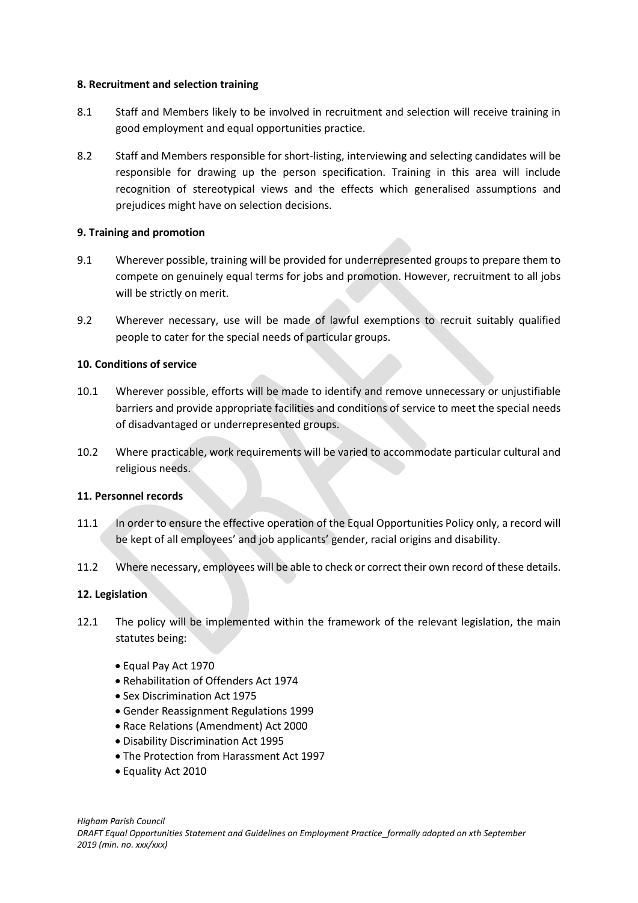**8. Recruitment and selection training**

8.1 Staff and Members likely to be involved in recruitment and selection will receive training in good employment and equal opportunities practice.

8.2 Staff and Members responsible for short-listing, interviewing and selecting candidates will be responsible for drawing up the person specification. Training in this area will include recognition of stereotypical views and the effects which generalised assumptions and prejudices might have on selection decisions.

**9. Training and promotion**

9.1 Wherever possible, training will be provided for underrepresented groups to prepare them to compete on genuinely equal terms for jobs and promotion. However, recruitment to all jobs will be strictly on merit.

9.2 Wherever necessary, use will be made of lawful exemptions to recruit suitably qualified people to cater for the special needs of particular groups.

**10. Conditions of service**

10.1 Wherever possible, efforts will be made to identify and remove unnecessary or unjustifiable barriers and provide appropriate facilities and conditions of service to meet the special needs of disadvantaged or underrepresented groups.

10.2 Where practicable, work requirements will be varied to accommodate particular cultural and religious needs.

**11. Personnel records**

11.1 In order to ensure the effective operation of the Equal Opportunities Policy only, a record will be kept of all employees' and job applicants' gender, racial origins and disability.

11.2 Where necessary, employees will be able to check or correct their own record of these details.

**12. Legislation**

12.1 The policy will be implemented within the framework of the relevant legislation, the main statutes being:

- Equal Pay Act 1970
- Rehabilitation of Offenders Act 1974
- Sex Discrimination Act 1975
- Gender Reassignment Regulations 1999
- Race Relations (Amendment) Act 2000
- Disability Discrimination Act 1995
- The Protection from Harassment Act 1997
- Equality Act 2010